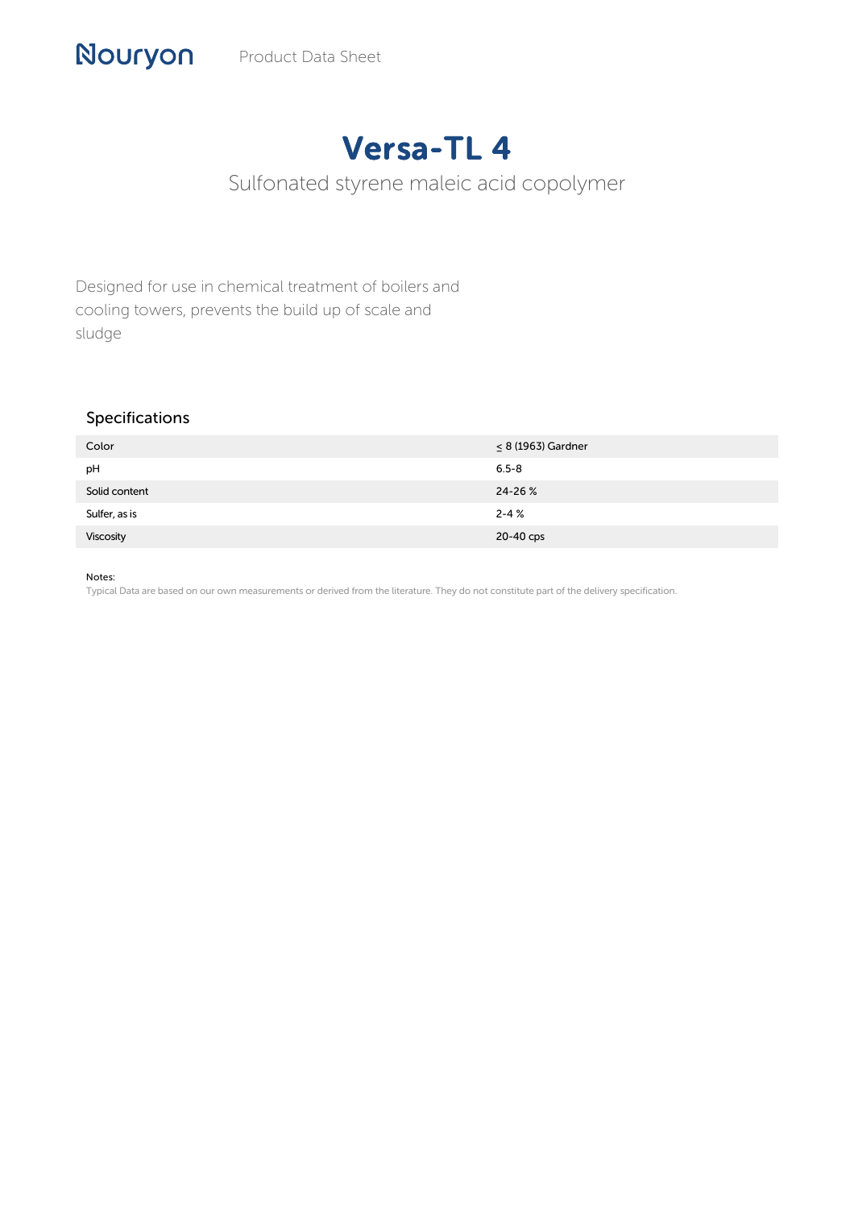Nouryon Product Data Sheet

# Versa-TL 4

Sulfonated styrene maleic acid copolymer

Designed for use in chemical treatment of boilers and cooling towers, prevents the build up of scale and sludge

## Specifications

| | |
|---|---|
| Color | ≤ 8 (1963) Gardner |
| pH | 6.5-8 |
| Solid content | 24-26 % |
| Sulfer, as is | 2-4 % |
| Viscosity | 20-40 cps |

Notes:

Typical Data are based on our own measurements or derived from the literature. They do not constitute part of the delivery specification.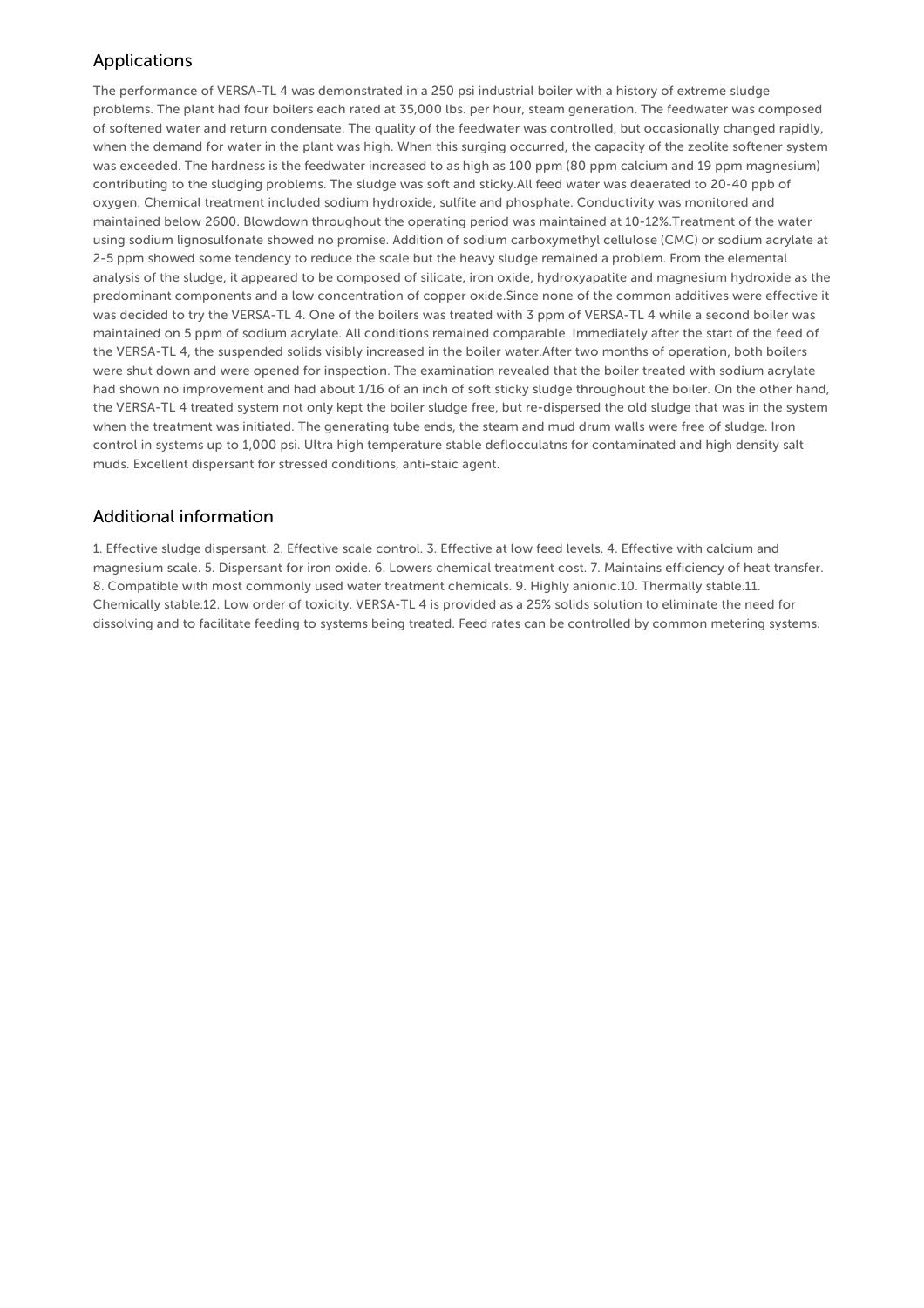## Applications

The performance of VERSA-TL 4 was demonstrated in a 250 psi industrial boiler with a history of extreme sludge problems. The plant had four boilers each rated at 35,000 lbs. per hour, steam generation. The feedwater was composed of softened water and return condensate. The quality of the feedwater was controlled, but occasionally changed rapidly, when the demand for water in the plant was high. When this surging occurred, the capacity of the zeolite softener system was exceeded. The hardness is the feedwater increased to as high as 100 ppm (80 ppm calcium and 19 ppm magnesium) contributing to the sludging problems. The sludge was soft and sticky.All feed water was deaerated to 20-40 ppb of oxygen. Chemical treatment included sodium hydroxide, sulfite and phosphate. Conductivity was monitored and maintained below 2600. Blowdown throughout the operating period was maintained at 10-12%.Treatment of the water using sodium lignosulfonate showed no promise. Addition of sodium carboxymethyl cellulose (CMC) or sodium acrylate at 2-5 ppm showed some tendency to reduce the scale but the heavy sludge remained a problem. From the elemental analysis of the sludge, it appeared to be composed of silicate, iron oxide, hydroxyapatite and magnesium hydroxide as the predominant components and a low concentration of copper oxide.Since none of the common additives were effective it was decided to try the VERSA-TL 4. One of the boilers was treated with 3 ppm of VERSA-TL 4 while a second boiler was maintained on 5 ppm of sodium acrylate. All conditions remained comparable. Immediately after the start of the feed of the VERSA-TL 4, the suspended solids visibly increased in the boiler water.After two months of operation, both boilers were shut down and were opened for inspection. The examination revealed that the boiler treated with sodium acrylate had shown no improvement and had about 1/16 of an inch of soft sticky sludge throughout the boiler. On the other hand, the VERSA-TL 4 treated system not only kept the boiler sludge free, but re-dispersed the old sludge that was in the system when the treatment was initiated. The generating tube ends, the steam and mud drum walls were free of sludge. Iron control in systems up to 1,000 psi. Ultra high temperature stable deflocculatns for contaminated and high density salt muds. Excellent dispersant for stressed conditions, anti-staic agent.

## Additional information

1. Effective sludge dispersant. 2. Effective scale control. 3. Effective at low feed levels. 4. Effective with calcium and magnesium scale. 5. Dispersant for iron oxide. 6. Lowers chemical treatment cost. 7. Maintains efficiency of heat transfer. 8. Compatible with most commonly used water treatment chemicals. 9. Highly anionic.10. Thermally stable.11. Chemically stable.12. Low order of toxicity. VERSA-TL 4 is provided as a 25% solids solution to eliminate the need for dissolving and to facilitate feeding to systems being treated. Feed rates can be controlled by common metering systems.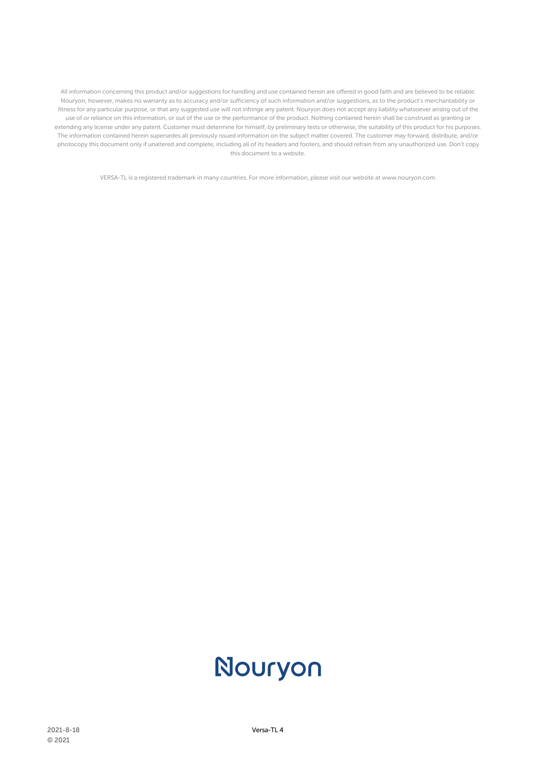All information concerning this product and/or suggestions for handling and use contained herein are offered in good faith and are believed to be reliable. Nouryon, however, makes no warranty as to accuracy and/or sufficiency of such information and/or suggestions, as to the product's merchantability or fitness for any particular purpose, or that any suggested use will not infringe any patent. Nouryon does not accept any liability whatsoever arising out of the use of or reliance on this information, or out of the use or the performance of the product. Nothing contained herein shall be construed as granting or extending any license under any patent. Customer must determine for himself, by preliminary tests or otherwise, the suitability of this product for his purposes. The information contained herein supersedes all previously issued information on the subject matter covered. The customer may forward, distribute, and/or photocopy this document only if unaltered and complete, including all of its headers and footers, and should refrain from any unauthorized use. Don't copy this document to a website.

VERSA-TL is a registered trademark in many countries. For more information, please visit our website at www.nouryon.com.

Nouryon

2021-8-18
© 2021